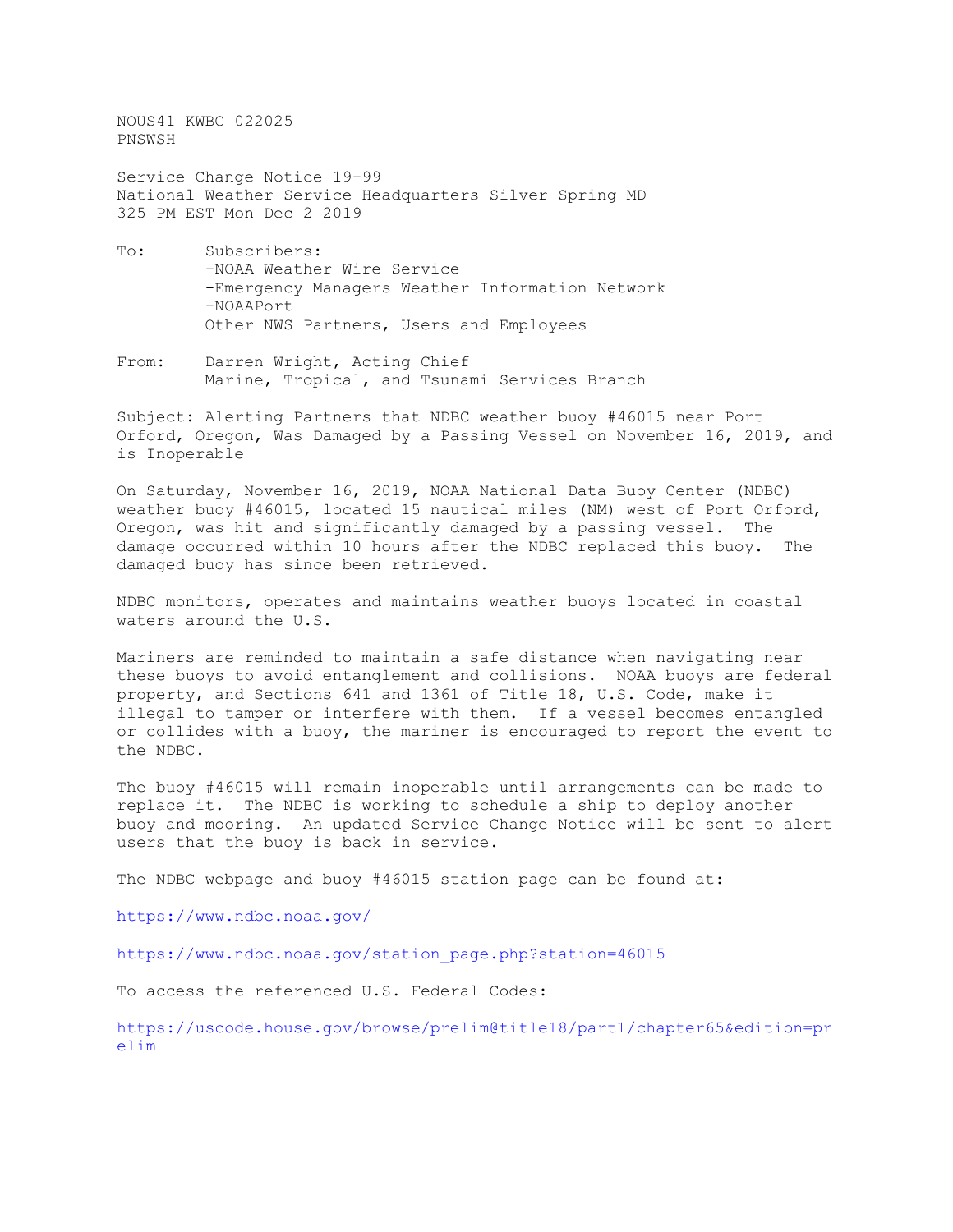NOUS41 KWBC 022025
PNSWSH

Service Change Notice 19-99
National Weather Service Headquarters Silver Spring MD
325 PM EST Mon Dec 2 2019

To: Subscribers:
-NOAA Weather Wire Service
-Emergency Managers Weather Information Network
-NOAAPort
Other NWS Partners, Users and Employees

From: Darren Wright, Acting Chief
Marine, Tropical, and Tsunami Services Branch

Subject: Alerting Partners that NDBC weather buoy #46015 near Port Orford, Oregon, Was Damaged by a Passing Vessel on November 16, 2019, and is Inoperable

On Saturday, November 16, 2019, NOAA National Data Buoy Center (NDBC) weather buoy #46015, located 15 nautical miles (NM) west of Port Orford, Oregon, was hit and significantly damaged by a passing vessel. The damage occurred within 10 hours after the NDBC replaced this buoy. The damaged buoy has since been retrieved.

NDBC monitors, operates and maintains weather buoys located in coastal waters around the U.S.

Mariners are reminded to maintain a safe distance when navigating near these buoys to avoid entanglement and collisions. NOAA buoys are federal property, and Sections 641 and 1361 of Title 18, U.S. Code, make it illegal to tamper or interfere with them. If a vessel becomes entangled or collides with a buoy, the mariner is encouraged to report the event to the NDBC.

The buoy #46015 will remain inoperable until arrangements can be made to replace it. The NDBC is working to schedule a ship to deploy another buoy and mooring. An updated Service Change Notice will be sent to alert users that the buoy is back in service.

The NDBC webpage and buoy #46015 station page can be found at:

https://www.ndbc.noaa.gov/

https://www.ndbc.noaa.gov/station_page.php?station=46015

To access the referenced U.S. Federal Codes:

https://uscode.house.gov/browse/prelim@title18/part1/chapter65&edition=prelim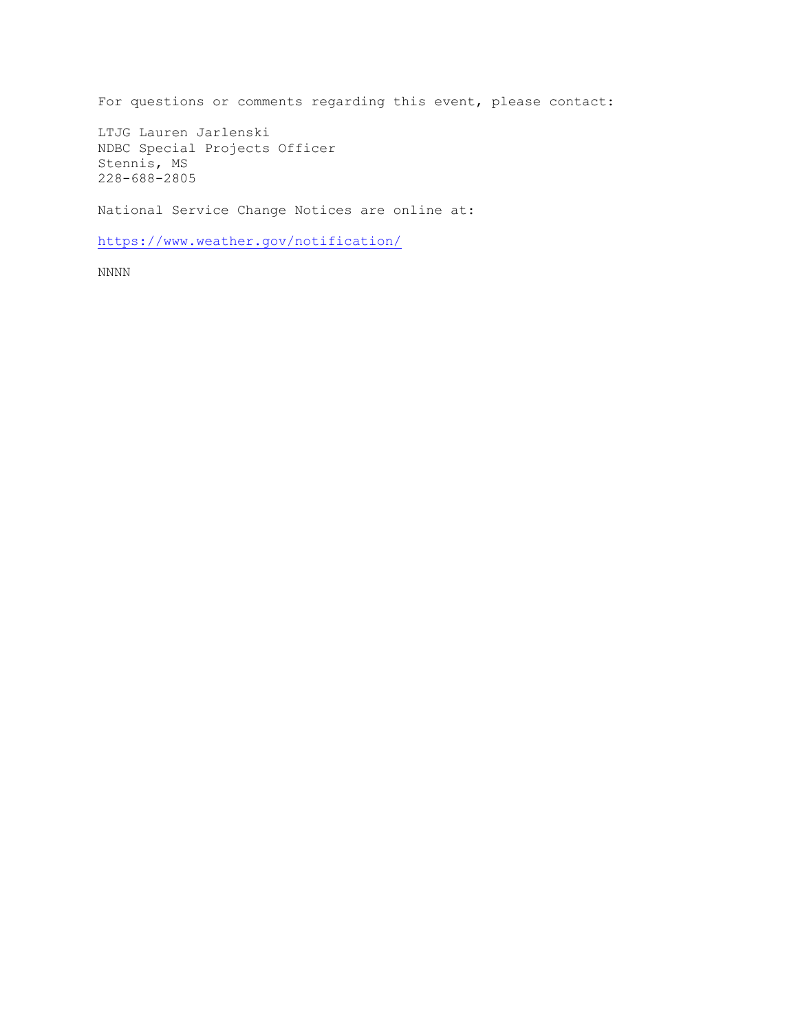For questions or comments regarding this event, please contact:

LTJG Lauren Jarlenski
NDBC Special Projects Officer
Stennis, MS
228-688-2805

National Service Change Notices are online at:

https://www.weather.gov/notification/

NNNN